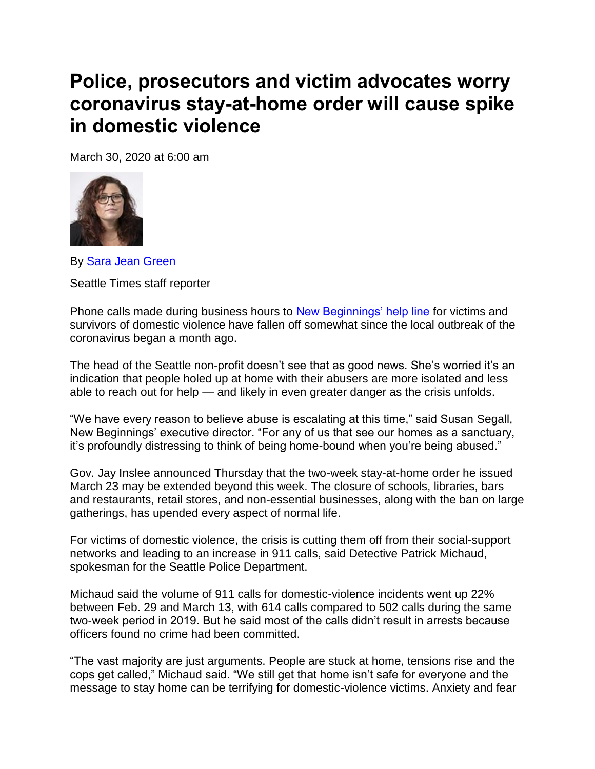# Police, prosecutors and victim advocates worry coronavirus stay-at-home order will cause spike in domestic violence

March 30, 2020 at 6:00 am

By [Sara Jean Green](#)

Seattle Times staff reporter

Phone calls made during business hours to [New Beginnings' help line](#) for victims and survivors of domestic violence have fallen off somewhat since the local outbreak of the coronavirus began a month ago.

The head of the Seattle non-profit doesn't see that as good news. She's worried it's an indication that people holed up at home with their abusers are more isolated and less able to reach out for help — and likely in even greater danger as the crisis unfolds.

"We have every reason to believe abuse is escalating at this time," said Susan Segall, New Beginnings' executive director. "For any of us that see our homes as a sanctuary, it's profoundly distressing to think of being home-bound when you're being abused."

Gov. Jay Inslee announced Thursday that the two-week stay-at-home order he issued March 23 may be extended beyond this week. The closure of schools, libraries, bars and restaurants, retail stores, and non-essential businesses, along with the ban on large gatherings, has upended every aspect of normal life.

For victims of domestic violence, the crisis is cutting them off from their social-support networks and leading to an increase in 911 calls, said Detective Patrick Michaud, spokesman for the Seattle Police Department.

Michaud said the volume of 911 calls for domestic-violence incidents went up 22% between Feb. 29 and March 13, with 614 calls compared to 502 calls during the same two-week period in 2019. But he said most of the calls didn't result in arrests because officers found no crime had been committed.

"The vast majority are just arguments. People are stuck at home, tensions rise and the cops get called," Michaud said. "We still get that home isn't safe for everyone and the message to stay home can be terrifying for domestic-violence victims. Anxiety and fear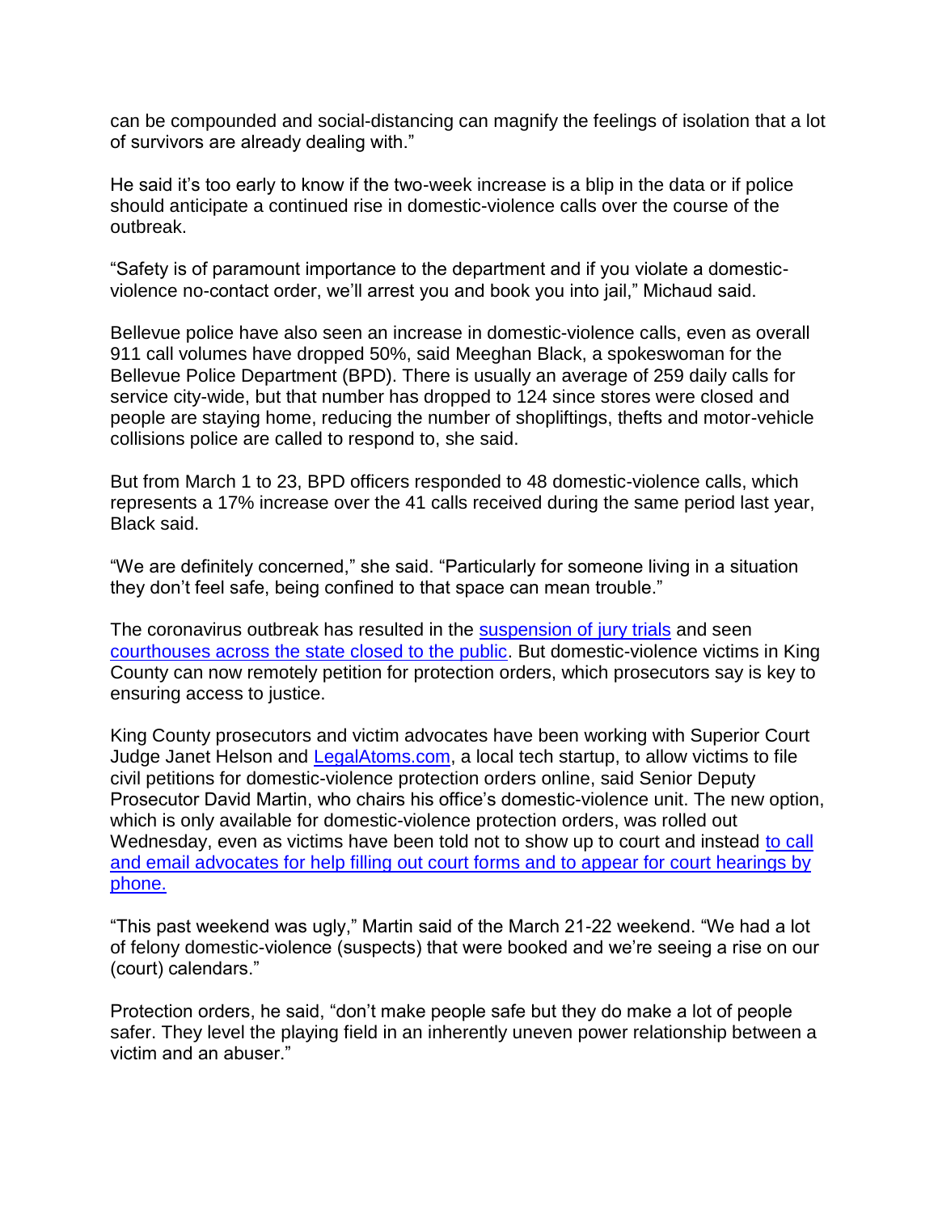can be compounded and social-distancing can magnify the feelings of isolation that a lot of survivors are already dealing with."

He said it's too early to know if the two-week increase is a blip in the data or if police should anticipate a continued rise in domestic-violence calls over the course of the outbreak.

"Safety is of paramount importance to the department and if you violate a domestic-violence no-contact order, we'll arrest you and book you into jail," Michaud said.

Bellevue police have also seen an increase in domestic-violence calls, even as overall 911 call volumes have dropped 50%, said Meeghan Black, a spokeswoman for the Bellevue Police Department (BPD). There is usually an average of 259 daily calls for service city-wide, but that number has dropped to 124 since stores were closed and people are staying home, reducing the number of shopliftings, thefts and motor-vehicle collisions police are called to respond to, she said.

But from March 1 to 23, BPD officers responded to 48 domestic-violence calls, which represents a 17% increase over the 41 calls received during the same period last year, Black said.

"We are definitely concerned," she said. "Particularly for someone living in a situation they don't feel safe, being confined to that space can mean trouble."

The coronavirus outbreak has resulted in the [suspension of jury trials] and seen [courthouses across the state closed to the public]. But domestic-violence victims in King County can now remotely petition for protection orders, which prosecutors say is key to ensuring access to justice.

King County prosecutors and victim advocates have been working with Superior Court Judge Janet Helson and [LegalAtoms.com], a local tech startup, to allow victims to file civil petitions for domestic-violence protection orders online, said Senior Deputy Prosecutor David Martin, who chairs his office's domestic-violence unit. The new option, which is only available for domestic-violence protection orders, was rolled out Wednesday, even as victims have been told not to show up to court and instead [to call and email advocates for help filling out court forms and to appear for court hearings by phone.]

"This past weekend was ugly," Martin said of the March 21-22 weekend. "We had a lot of felony domestic-violence (suspects) that were booked and we're seeing a rise on our (court) calendars."

Protection orders, he said, "don't make people safe but they do make a lot of people safer. They level the playing field in an inherently uneven power relationship between a victim and an abuser."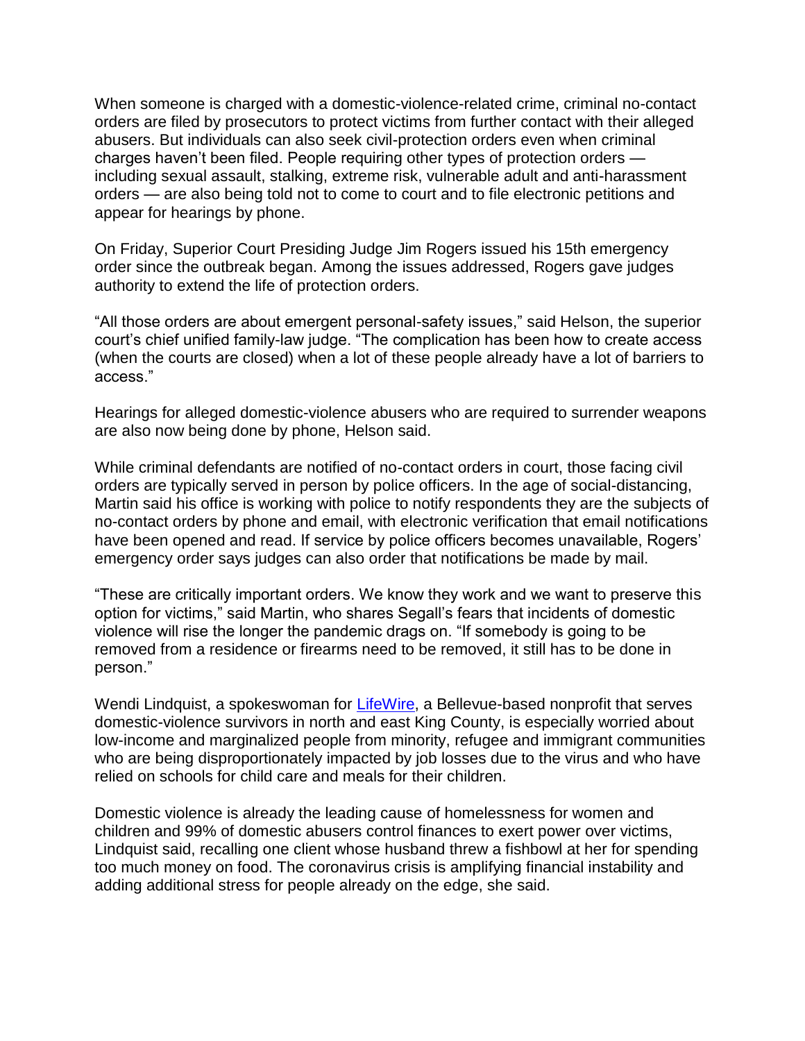When someone is charged with a domestic-violence-related crime, criminal no-contact orders are filed by prosecutors to protect victims from further contact with their alleged abusers. But individuals can also seek civil-protection orders even when criminal charges haven't been filed. People requiring other types of protection orders — including sexual assault, stalking, extreme risk, vulnerable adult and anti-harassment orders — are also being told not to come to court and to file electronic petitions and appear for hearings by phone.

On Friday, Superior Court Presiding Judge Jim Rogers issued his 15th emergency order since the outbreak began. Among the issues addressed, Rogers gave judges authority to extend the life of protection orders.

"All those orders are about emergent personal-safety issues," said Helson, the superior court's chief unified family-law judge. "The complication has been how to create access (when the courts are closed) when a lot of these people already have a lot of barriers to access."

Hearings for alleged domestic-violence abusers who are required to surrender weapons are also now being done by phone, Helson said.

While criminal defendants are notified of no-contact orders in court, those facing civil orders are typically served in person by police officers. In the age of social-distancing, Martin said his office is working with police to notify respondents they are the subjects of no-contact orders by phone and email, with electronic verification that email notifications have been opened and read. If service by police officers becomes unavailable, Rogers' emergency order says judges can also order that notifications be made by mail.

"These are critically important orders. We know they work and we want to preserve this option for victims," said Martin, who shares Segall's fears that incidents of domestic violence will rise the longer the pandemic drags on. "If somebody is going to be removed from a residence or firearms need to be removed, it still has to be done in person."

Wendi Lindquist, a spokeswoman for [LifeWire](), a Bellevue-based nonprofit that serves domestic-violence survivors in north and east King County, is especially worried about low-income and marginalized people from minority, refugee and immigrant communities who are being disproportionately impacted by job losses due to the virus and who have relied on schools for child care and meals for their children.

Domestic violence is already the leading cause of homelessness for women and children and 99% of domestic abusers control finances to exert power over victims, Lindquist said, recalling one client whose husband threw a fishbowl at her for spending too much money on food. The coronavirus crisis is amplifying financial instability and adding additional stress for people already on the edge, she said.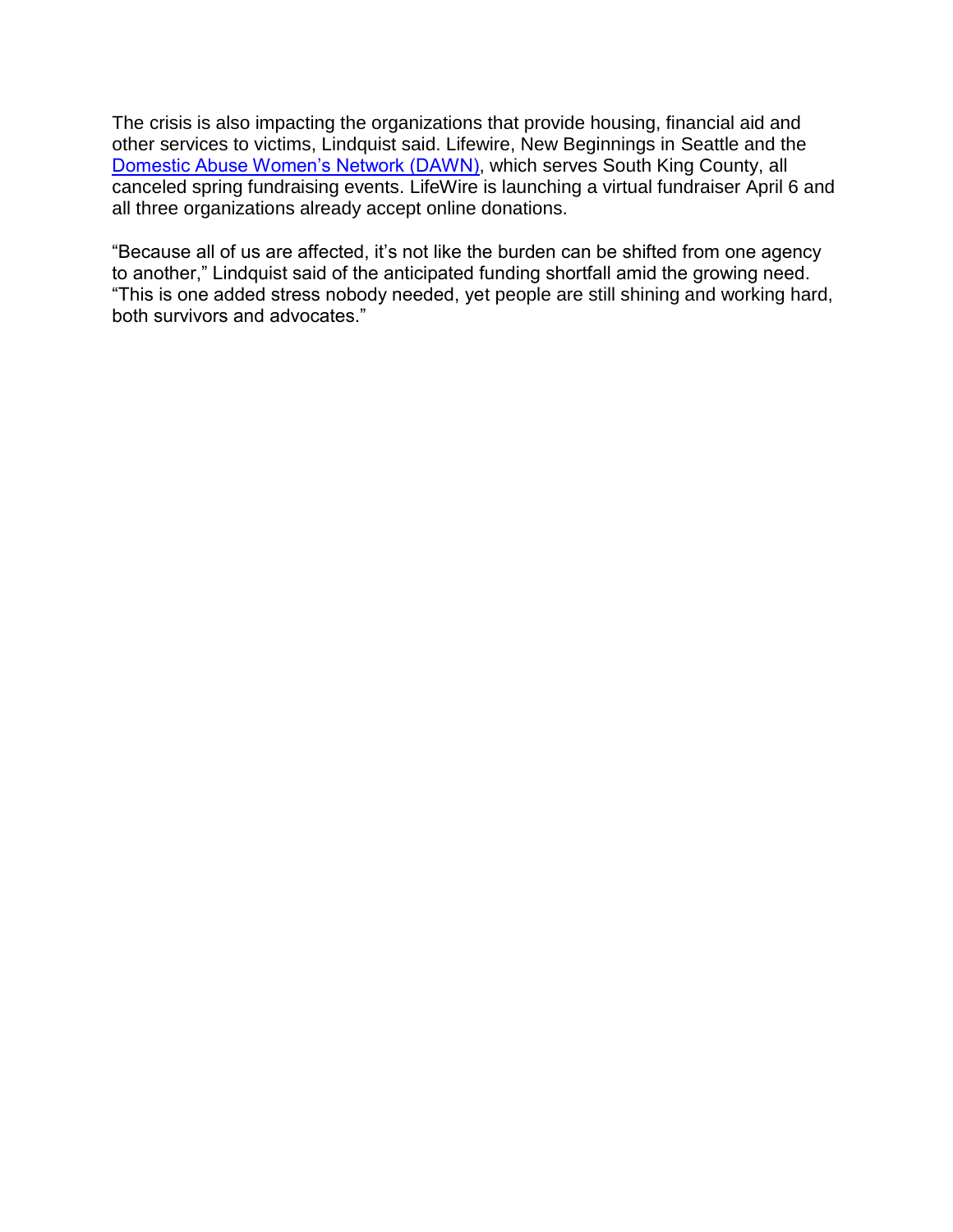The crisis is also impacting the organizations that provide housing, financial aid and other services to victims, Lindquist said. Lifewire, New Beginnings in Seattle and the Domestic Abuse Women's Network (DAWN), which serves South King County, all canceled spring fundraising events. LifeWire is launching a virtual fundraiser April 6 and all three organizations already accept online donations.

"Because all of us are affected, it's not like the burden can be shifted from one agency to another," Lindquist said of the anticipated funding shortfall amid the growing need. "This is one added stress nobody needed, yet people are still shining and working hard, both survivors and advocates."